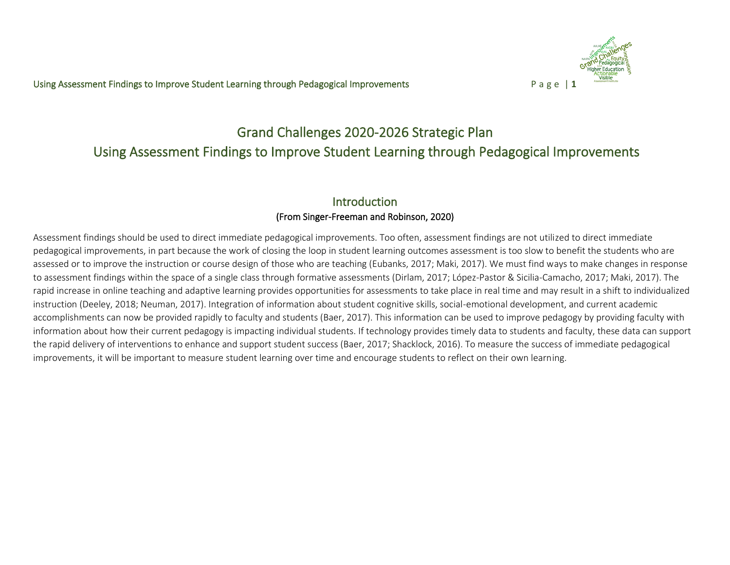# Grand Challenges 2020-2026 Strategic Plan
# Using Assessment Findings to Improve Student Learning through Pedagogical Improvements

## Introduction

**(From Singer-Freeman and Robinson, 2020)**

Assessment findings should be used to direct immediate pedagogical improvements. Too often, assessment findings are not utilized to direct immediate pedagogical improvements, in part because the work of closing the loop in student learning outcomes assessment is too slow to benefit the students who are assessed or to improve the instruction or course design of those who are teaching (Eubanks, 2017; Maki, 2017). We must find ways to make changes in response to assessment findings within the space of a single class through formative assessments (Dirlam, 2017; López-Pastor & Sicilia-Camacho, 2017; Maki, 2017). The rapid increase in online teaching and adaptive learning provides opportunities for assessments to take place in real time and may result in a shift to individualized instruction (Deeley, 2018; Neuman, 2017). Integration of information about student cognitive skills, social-emotional development, and current academic accomplishments can now be provided rapidly to faculty and students (Baer, 2017). This information can be used to improve pedagogy by providing faculty with information about how their current pedagogy is impacting individual students. If technology provides timely data to students and faculty, these data can support the rapid delivery of interventions to enhance and support student success (Baer, 2017; Shacklock, 2016). To measure the success of immediate pedagogical improvements, it will be important to measure student learning over time and encourage students to reflect on their own learning.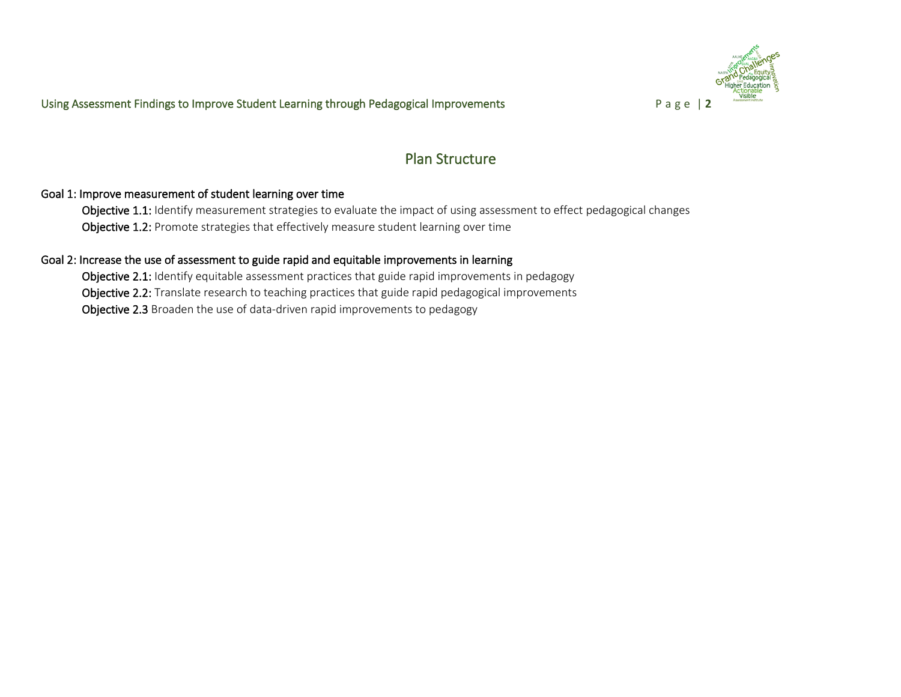## Plan Structure

**Goal 1: Improve measurement of student learning over time**

- **Objective 1.1:** Identify measurement strategies to evaluate the impact of using assessment to effect pedagogical changes
- **Objective 1.2:** Promote strategies that effectively measure student learning over time

**Goal 2: Increase the use of assessment to guide rapid and equitable improvements in learning**

- **Objective 2.1:** Identify equitable assessment practices that guide rapid improvements in pedagogy
- **Objective 2.2:** Translate research to teaching practices that guide rapid pedagogical improvements
- **Objective 2.3** Broaden the use of data-driven rapid improvements to pedagogy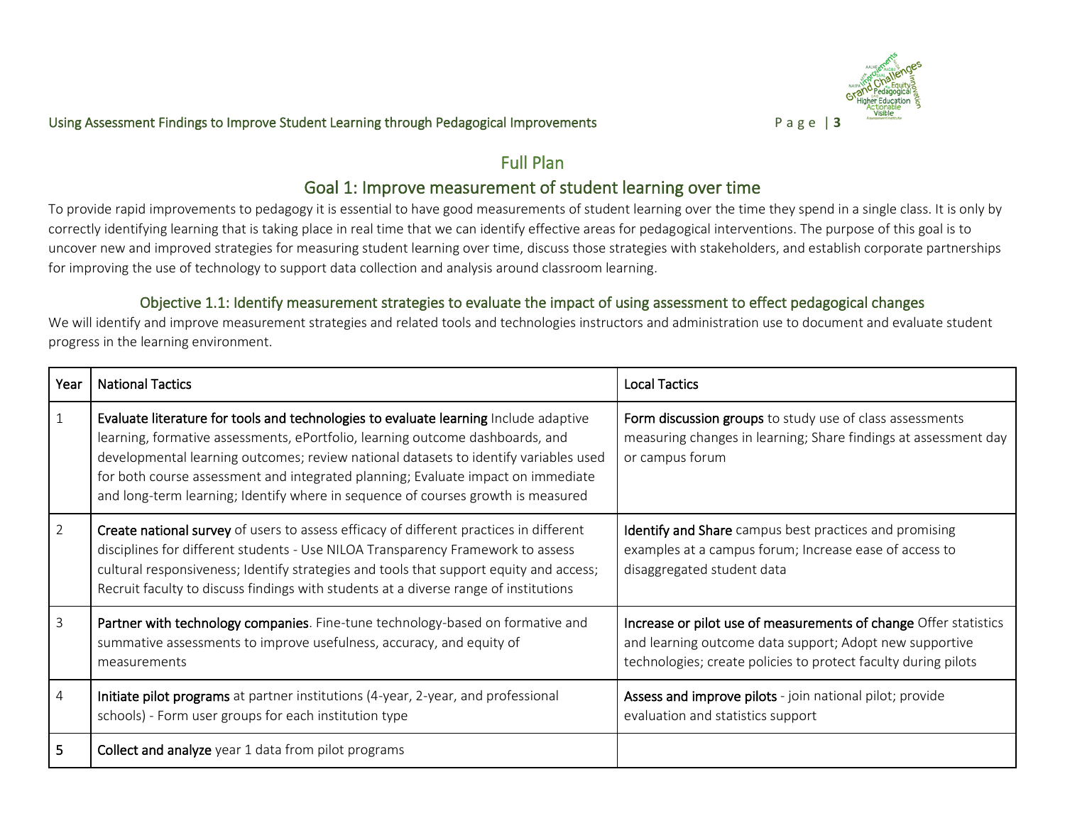## Full Plan

## Goal 1: Improve measurement of student learning over time

To provide rapid improvements to pedagogy it is essential to have good measurements of student learning over the time they spend in a single class. It is only by correctly identifying learning that is taking place in real time that we can identify effective areas for pedagogical interventions. The purpose of this goal is to uncover new and improved strategies for measuring student learning over time, discuss those strategies with stakeholders, and establish corporate partnerships for improving the use of technology to support data collection and analysis around classroom learning.

### Objective 1.1: Identify measurement strategies to evaluate the impact of using assessment to effect pedagogical changes

We will identify and improve measurement strategies and related tools and technologies instructors and administration use to document and evaluate student progress in the learning environment.

| Year | National Tactics | Local Tactics |
| --- | --- | --- |
| 1 | **Evaluate literature for tools and technologies to evaluate learning** Include adaptive learning, formative assessments, ePortfolio, learning outcome dashboards, and developmental learning outcomes; review national datasets to identify variables used for both course assessment and integrated planning; Evaluate impact on immediate and long-term learning; Identify where in sequence of courses growth is measured | **Form discussion groups** to study use of class assessments measuring changes in learning; Share findings at assessment day or campus forum |
| 2 | **Create national survey** of users to assess efficacy of different practices in different disciplines for different students - Use NILOA Transparency Framework to assess cultural responsiveness; Identify strategies and tools that support equity and access; Recruit faculty to discuss findings with students at a diverse range of institutions | **Identify and Share** campus best practices and promising examples at a campus forum; Increase ease of access to disaggregated student data |
| 3 | **Partner with technology companies**. Fine-tune technology-based on formative and summative assessments to improve usefulness, accuracy, and equity of measurements | **Increase or pilot use of measurements of change** Offer statistics and learning outcome data support; Adopt new supportive technologies; create policies to protect faculty during pilots |
| 4 | **Initiate pilot programs** at partner institutions (4-year, 2-year, and professional schools) - Form user groups for each institution type | **Assess and improve pilots** - join national pilot; provide evaluation and statistics support |
| 5 | **Collect and analyze** year 1 data from pilot programs | |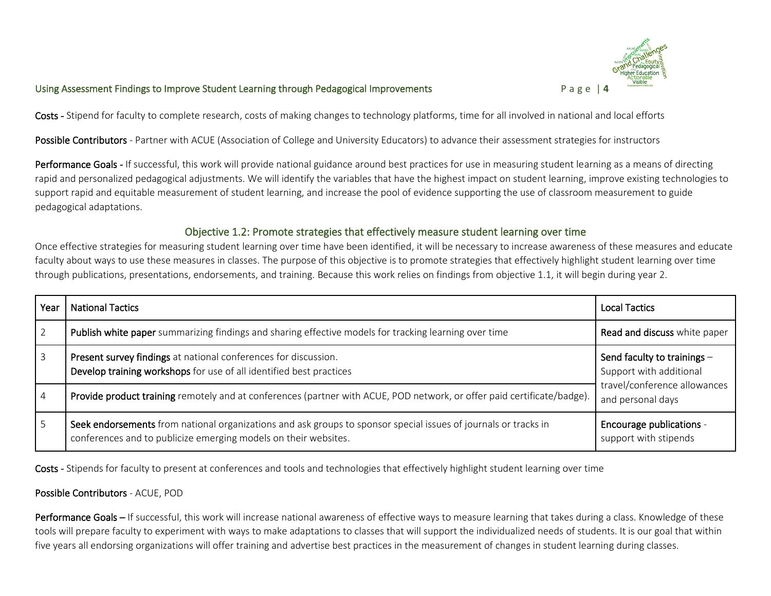**Costs** - Stipend for faculty to complete research, costs of making changes to technology platforms, time for all involved in national and local efforts

**Possible Contributors** - Partner with ACUE (Association of College and University Educators) to advance their assessment strategies for instructors

**Performance Goals** - If successful, this work will provide national guidance around best practices for use in measuring student learning as a means of directing rapid and personalized pedagogical adjustments. We will identify the variables that have the highest impact on student learning, improve existing technologies to support rapid and equitable measurement of student learning, and increase the pool of evidence supporting the use of classroom measurement to guide pedagogical adaptations.

### Objective 1.2: Promote strategies that effectively measure student learning over time

Once effective strategies for measuring student learning over time have been identified, it will be necessary to increase awareness of these measures and educate faculty about ways to use these measures in classes. The purpose of this objective is to promote strategies that effectively highlight student learning over time through publications, presentations, endorsements, and training. Because this work relies on findings from objective 1.1, it will begin during year 2.

| Year | National Tactics | Local Tactics |
|---|---|---|
| 2 | **Publish white paper** summarizing findings and sharing effective models for tracking learning over time | **Read and discuss** white paper |
| 3 | **Present survey findings** at national conferences for discussion.<br>**Develop training workshops** for use of all identified best practices | **Send faculty to trainings** – Support with additional travel/conference allowances and personal days |
| 4 | **Provide product training** remotely and at conferences (partner with ACUE, POD network, or offer paid certificate/badge). | |
| 5 | **Seek endorsements** from national organizations and ask groups to sponsor special issues of journals or tracks in conferences and to publicize emerging models on their websites. | **Encourage publications** - support with stipends |

**Costs** - Stipends for faculty to present at conferences and tools and technologies that effectively highlight student learning over time

**Possible Contributors** - ACUE, POD

**Performance Goals** – If successful, this work will increase national awareness of effective ways to measure learning that takes during a class. Knowledge of these tools will prepare faculty to experiment with ways to make adaptations to classes that will support the individualized needs of students. It is our goal that within five years all endorsing organizations will offer training and advertise best practices in the measurement of changes in student learning during classes.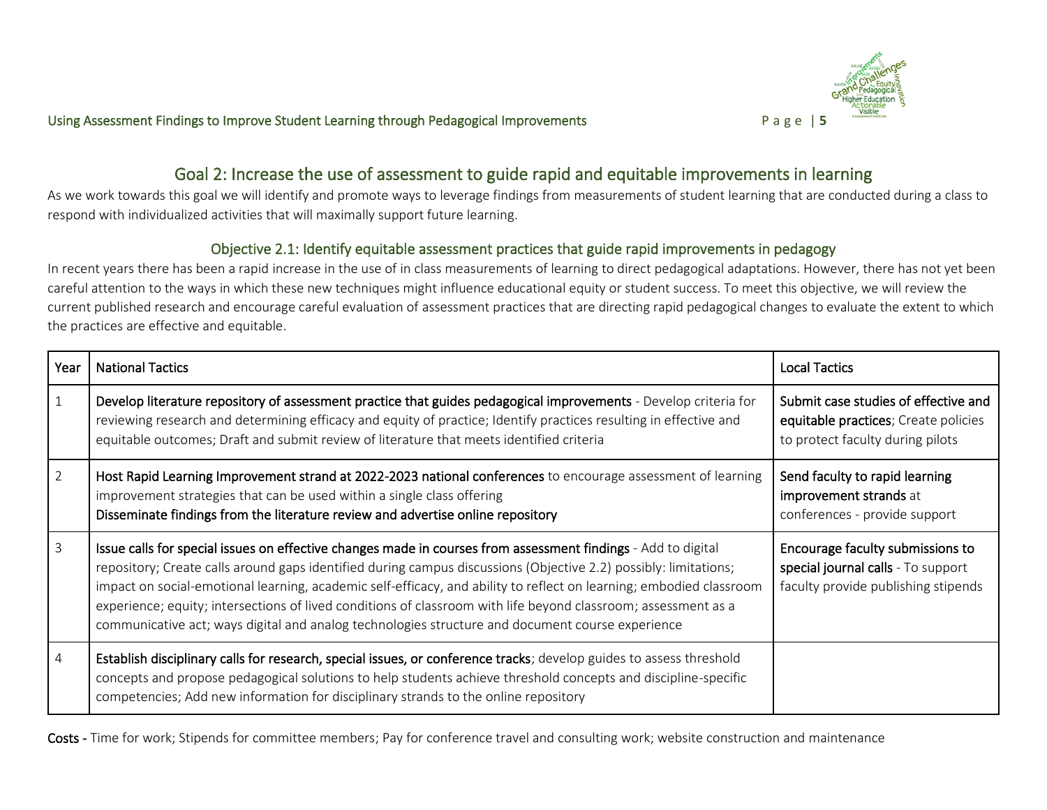## Goal 2: Increase the use of assessment to guide rapid and equitable improvements in learning

As we work towards this goal we will identify and promote ways to leverage findings from measurements of student learning that are conducted during a class to respond with individualized activities that will maximally support future learning.

### Objective 2.1: Identify equitable assessment practices that guide rapid improvements in pedagogy

In recent years there has been a rapid increase in the use of in class measurements of learning to direct pedagogical adaptations. However, there has not yet been careful attention to the ways in which these new techniques might influence educational equity or student success. To meet this objective, we will review the current published research and encourage careful evaluation of assessment practices that are directing rapid pedagogical changes to evaluate the extent to which the practices are effective and equitable.

| Year | National Tactics | Local Tactics |
|---|---|---|
| 1 | **Develop literature repository of assessment practice that guides pedagogical improvements** - Develop criteria for reviewing research and determining efficacy and equity of practice; Identify practices resulting in effective and equitable outcomes; Draft and submit review of literature that meets identified criteria | **Submit case studies of effective and equitable practices**; Create policies to protect faculty during pilots |
| 2 | **Host Rapid Learning Improvement strand at 2022-2023 national conferences** to encourage assessment of learning improvement strategies that can be used within a single class offering<br>**Disseminate findings from the literature review and advertise online repository** | **Send faculty to rapid learning improvement strands** at conferences - provide support |
| 3 | **Issue calls for special issues on effective changes made in courses from assessment findings** - Add to digital repository; Create calls around gaps identified during campus discussions (Objective 2.2) possibly: limitations; impact on social-emotional learning, academic self-efficacy, and ability to reflect on learning; embodied classroom experience; equity; intersections of lived conditions of classroom with life beyond classroom; assessment as a communicative act; ways digital and analog technologies structure and document course experience | **Encourage faculty submissions to special journal calls** - To support faculty provide publishing stipends |
| 4 | **Establish disciplinary calls for research, special issues, or conference tracks**; develop guides to assess threshold concepts and propose pedagogical solutions to help students achieve threshold concepts and discipline-specific competencies; Add new information for disciplinary strands to the online repository | |

**Costs -** Time for work; Stipends for committee members; Pay for conference travel and consulting work; website construction and maintenance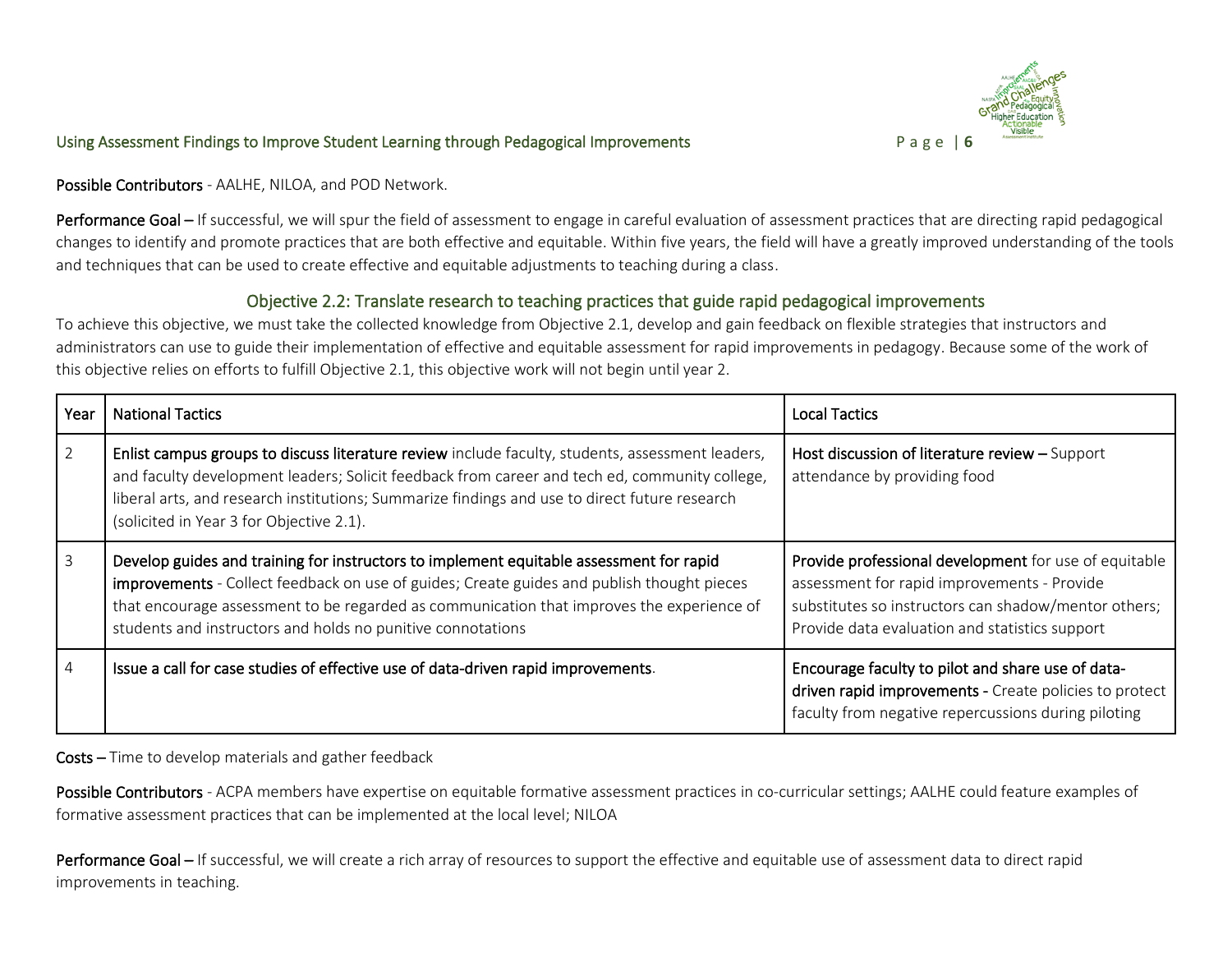**Possible Contributors** - AALHE, NILOA, and POD Network.

**Performance Goal –** If successful, we will spur the field of assessment to engage in careful evaluation of assessment practices that are directing rapid pedagogical changes to identify and promote practices that are both effective and equitable. Within five years, the field will have a greatly improved understanding of the tools and techniques that can be used to create effective and equitable adjustments to teaching during a class.

### Objective 2.2: Translate research to teaching practices that guide rapid pedagogical improvements

To achieve this objective, we must take the collected knowledge from Objective 2.1, develop and gain feedback on flexible strategies that instructors and administrators can use to guide their implementation of effective and equitable assessment for rapid improvements in pedagogy. Because some of the work of this objective relies on efforts to fulfill Objective 2.1, this objective work will not begin until year 2.

| Year | National Tactics | Local Tactics |
|---|---|---|
| 2 | **Enlist campus groups to discuss literature review** include faculty, students, assessment leaders, and faculty development leaders; Solicit feedback from career and tech ed, community college, liberal arts, and research institutions; Summarize findings and use to direct future research (solicited in Year 3 for Objective 2.1). | **Host discussion of literature review –** Support attendance by providing food |
| 3 | **Develop guides and training for instructors to implement equitable assessment for rapid improvements** - Collect feedback on use of guides; Create guides and publish thought pieces that encourage assessment to be regarded as communication that improves the experience of students and instructors and holds no punitive connotations | **Provide professional development** for use of equitable assessment for rapid improvements - Provide substitutes so instructors can shadow/mentor others; Provide data evaluation and statistics support |
| 4 | **Issue a call for case studies of effective use of data-driven rapid improvements**. | **Encourage faculty to pilot and share use of data-driven rapid improvements -** Create policies to protect faculty from negative repercussions during piloting |

**Costs –** Time to develop materials and gather feedback

**Possible Contributors** - ACPA members have expertise on equitable formative assessment practices in co-curricular settings; AALHE could feature examples of formative assessment practices that can be implemented at the local level; NILOA

**Performance Goal –** If successful, we will create a rich array of resources to support the effective and equitable use of assessment data to direct rapid improvements in teaching.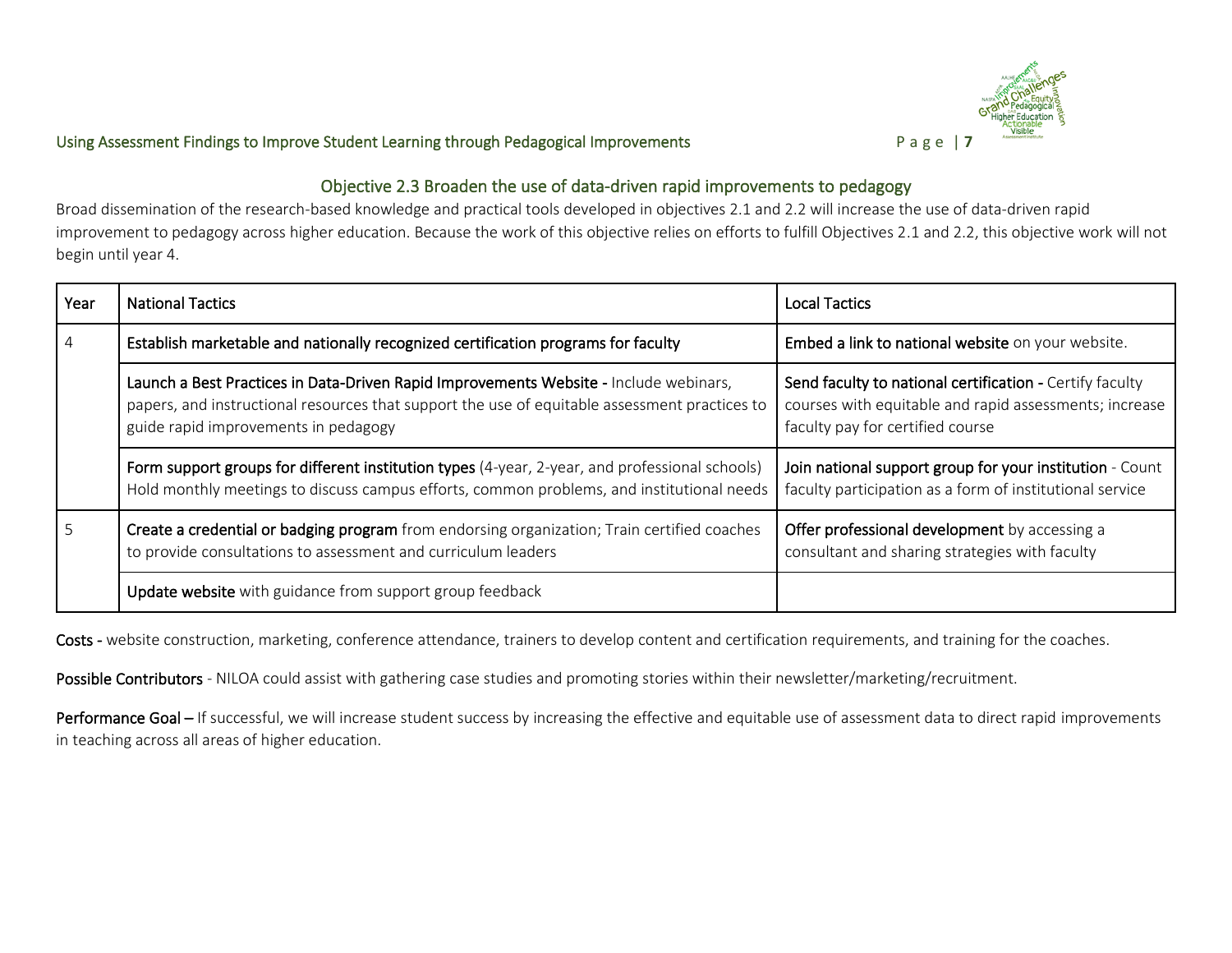## Objective 2.3 Broaden the use of data-driven rapid improvements to pedagogy

Broad dissemination of the research-based knowledge and practical tools developed in objectives 2.1 and 2.2 will increase the use of data-driven rapid improvement to pedagogy across higher education. Because the work of this objective relies on efforts to fulfill Objectives 2.1 and 2.2, this objective work will not begin until year 4.

| Year | National Tactics | Local Tactics |
|---|---|---|
| 4 | **Establish marketable and nationally recognized certification programs for faculty** | **Embed a link to national website** on your website. |
| | **Launch a Best Practices in Data-Driven Rapid Improvements Website -** Include webinars, papers, and instructional resources that support the use of equitable assessment practices to guide rapid improvements in pedagogy | **Send faculty to national certification -** Certify faculty courses with equitable and rapid assessments; increase faculty pay for certified course |
| | **Form support groups for different institution types** (4-year, 2-year, and professional schools) Hold monthly meetings to discuss campus efforts, common problems, and institutional needs | **Join national support group for your institution** - Count faculty participation as a form of institutional service |
| 5 | **Create a credential or badging program** from endorsing organization; Train certified coaches to provide consultations to assessment and curriculum leaders | **Offer professional development** by accessing a consultant and sharing strategies with faculty |
| | **Update website** with guidance from support group feedback | |

**Costs -** website construction, marketing, conference attendance, trainers to develop content and certification requirements, and training for the coaches.

**Possible Contributors** - NILOA could assist with gathering case studies and promoting stories within their newsletter/marketing/recruitment.

**Performance Goal –** If successful, we will increase student success by increasing the effective and equitable use of assessment data to direct rapid improvements in teaching across all areas of higher education.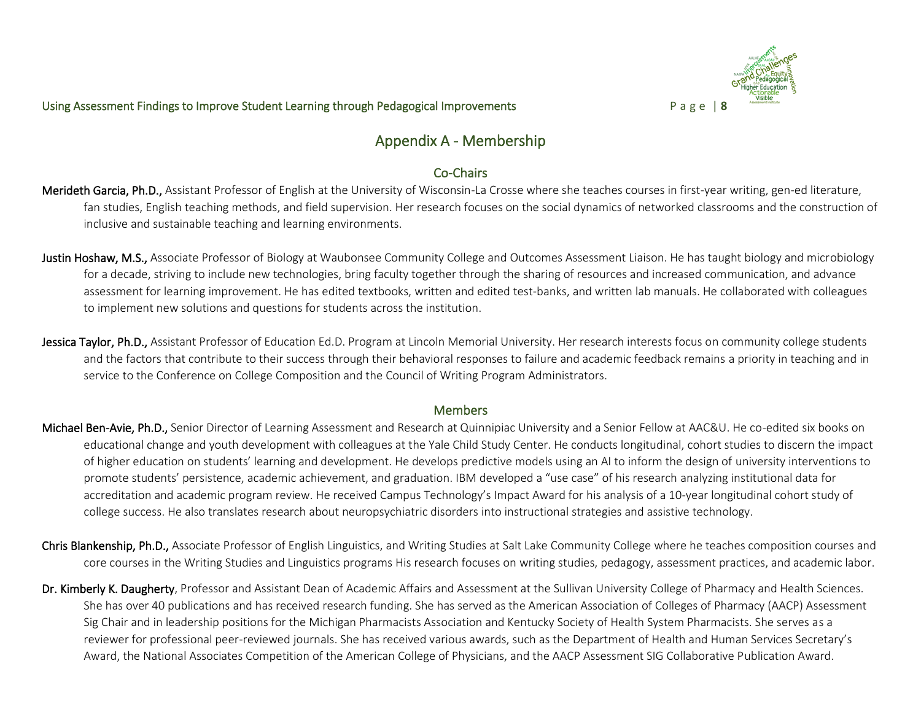# Appendix A - Membership

## Co-Chairs

**Merideth Garcia, Ph.D.,** Assistant Professor of English at the University of Wisconsin-La Crosse where she teaches courses in first-year writing, gen-ed literature, fan studies, English teaching methods, and field supervision. Her research focuses on the social dynamics of networked classrooms and the construction of inclusive and sustainable teaching and learning environments.

**Justin Hoshaw, M.S.,** Associate Professor of Biology at Waubonsee Community College and Outcomes Assessment Liaison. He has taught biology and microbiology for a decade, striving to include new technologies, bring faculty together through the sharing of resources and increased communication, and advance assessment for learning improvement. He has edited textbooks, written and edited test-banks, and written lab manuals. He collaborated with colleagues to implement new solutions and questions for students across the institution.

**Jessica Taylor, Ph.D.,** Assistant Professor of Education Ed.D. Program at Lincoln Memorial University. Her research interests focus on community college students and the factors that contribute to their success through their behavioral responses to failure and academic feedback remains a priority in teaching and in service to the Conference on College Composition and the Council of Writing Program Administrators.

## Members

**Michael Ben-Avie, Ph.D.,** Senior Director of Learning Assessment and Research at Quinnipiac University and a Senior Fellow at AAC&U. He co-edited six books on educational change and youth development with colleagues at the Yale Child Study Center. He conducts longitudinal, cohort studies to discern the impact of higher education on students' learning and development. He develops predictive models using an AI to inform the design of university interventions to promote students' persistence, academic achievement, and graduation. IBM developed a "use case" of his research analyzing institutional data for accreditation and academic program review. He received Campus Technology's Impact Award for his analysis of a 10-year longitudinal cohort study of college success. He also translates research about neuropsychiatric disorders into instructional strategies and assistive technology.

**Chris Blankenship, Ph.D.,** Associate Professor of English Linguistics, and Writing Studies at Salt Lake Community College where he teaches composition courses and core courses in the Writing Studies and Linguistics programs His research focuses on writing studies, pedagogy, assessment practices, and academic labor.

**Dr. Kimberly K. Daugherty**, Professor and Assistant Dean of Academic Affairs and Assessment at the Sullivan University College of Pharmacy and Health Sciences. She has over 40 publications and has received research funding. She has served as the American Association of Colleges of Pharmacy (AACP) Assessment Sig Chair and in leadership positions for the Michigan Pharmacists Association and Kentucky Society of Health System Pharmacists. She serves as a reviewer for professional peer-reviewed journals. She has received various awards, such as the Department of Health and Human Services Secretary's Award, the National Associates Competition of the American College of Physicians, and the AACP Assessment SIG Collaborative Publication Award.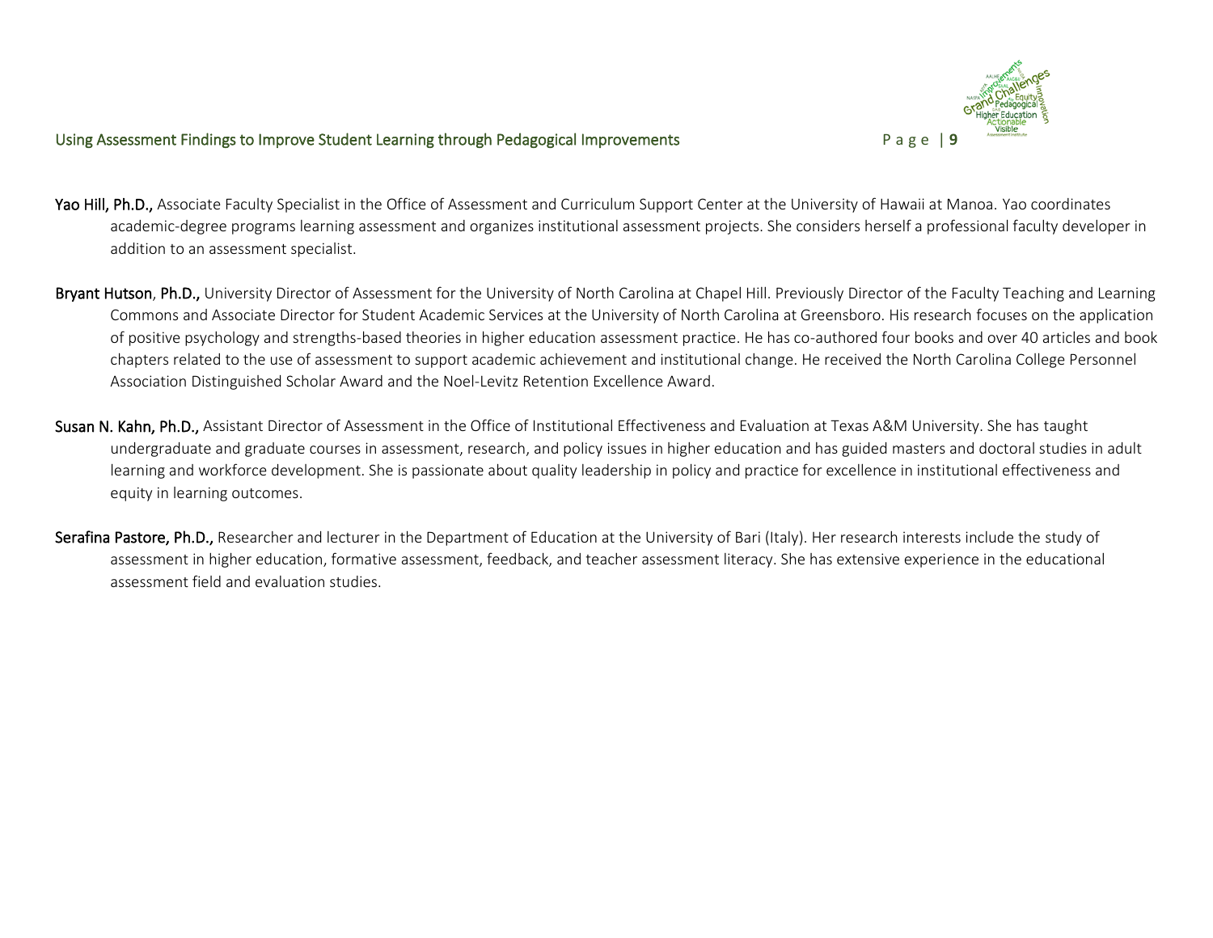**Yao Hill, Ph.D.,** Associate Faculty Specialist in the Office of Assessment and Curriculum Support Center at the University of Hawaii at Manoa. Yao coordinates academic-degree programs learning assessment and organizes institutional assessment projects. She considers herself a professional faculty developer in addition to an assessment specialist.

**Bryant Hutson, Ph.D.,** University Director of Assessment for the University of North Carolina at Chapel Hill. Previously Director of the Faculty Teaching and Learning Commons and Associate Director for Student Academic Services at the University of North Carolina at Greensboro. His research focuses on the application of positive psychology and strengths-based theories in higher education assessment practice. He has co-authored four books and over 40 articles and book chapters related to the use of assessment to support academic achievement and institutional change. He received the North Carolina College Personnel Association Distinguished Scholar Award and the Noel-Levitz Retention Excellence Award.

**Susan N. Kahn, Ph.D.,** Assistant Director of Assessment in the Office of Institutional Effectiveness and Evaluation at Texas A&M University. She has taught undergraduate and graduate courses in assessment, research, and policy issues in higher education and has guided masters and doctoral studies in adult learning and workforce development. She is passionate about quality leadership in policy and practice for excellence in institutional effectiveness and equity in learning outcomes.

**Serafina Pastore, Ph.D.,** Researcher and lecturer in the Department of Education at the University of Bari (Italy). Her research interests include the study of assessment in higher education, formative assessment, feedback, and teacher assessment literacy. She has extensive experience in the educational assessment field and evaluation studies.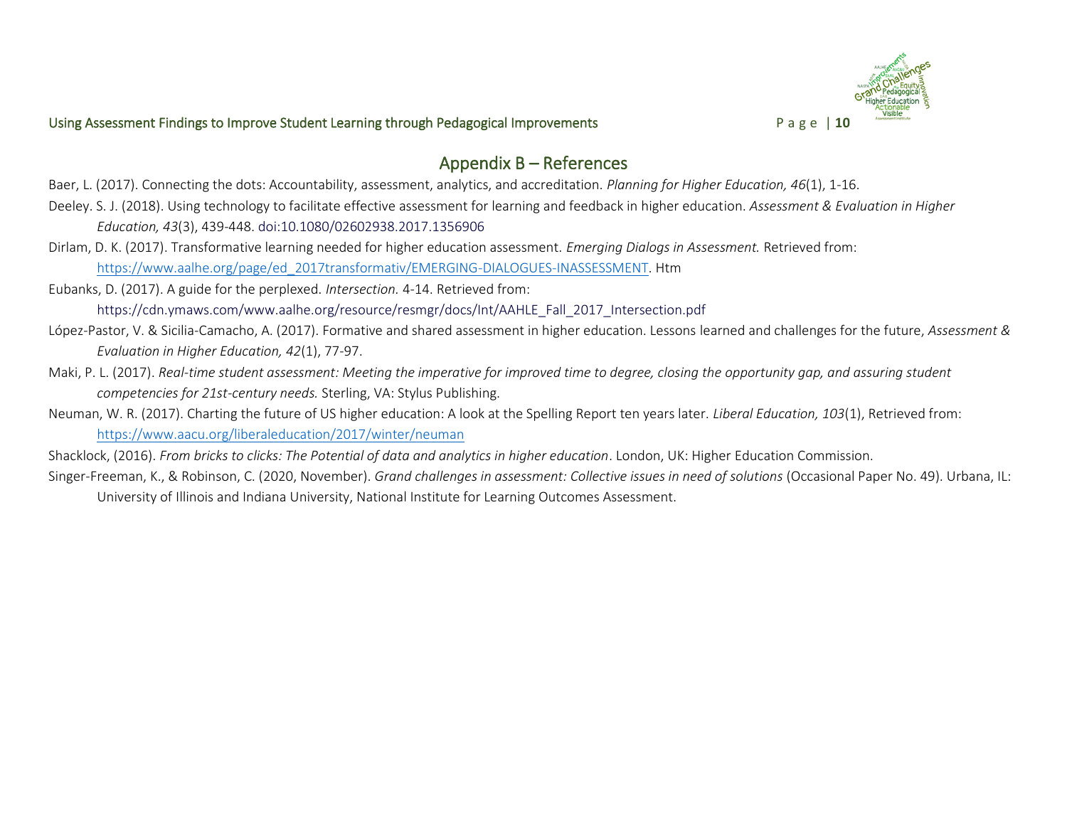## Appendix B – References

Baer, L. (2017). Connecting the dots: Accountability, assessment, analytics, and accreditation. *Planning for Higher Education, 46*(1), 1-16.

Deeley. S. J. (2018). Using technology to facilitate effective assessment for learning and feedback in higher education. *Assessment & Evaluation in Higher Education, 43*(3), 439-448. doi:10.1080/02602938.2017.1356906

Dirlam, D. K. (2017). Transformative learning needed for higher education assessment. *Emerging Dialogs in Assessment.* Retrieved from: https://www.aalhe.org/page/ed_2017transformativ/EMERGING-DIALOGUES-INASSESSMENT. Htm

Eubanks, D. (2017). A guide for the perplexed. *Intersection.* 4-14. Retrieved from: https://cdn.ymaws.com/www.aalhe.org/resource/resmgr/docs/Int/AAHLE_Fall_2017_Intersection.pdf

López-Pastor, V. & Sicilia-Camacho, A. (2017). Formative and shared assessment in higher education. Lessons learned and challenges for the future, *Assessment & Evaluation in Higher Education, 42*(1), 77-97.

Maki, P. L. (2017). *Real-time student assessment: Meeting the imperative for improved time to degree, closing the opportunity gap, and assuring student competencies for 21st-century needs.* Sterling, VA: Stylus Publishing.

Neuman, W. R. (2017). Charting the future of US higher education: A look at the Spelling Report ten years later. *Liberal Education, 103*(1), Retrieved from: https://www.aacu.org/liberaleducation/2017/winter/neuman

Shacklock, (2016). *From bricks to clicks: The Potential of data and analytics in higher education*. London, UK: Higher Education Commission.

Singer-Freeman, K., & Robinson, C. (2020, November). *Grand challenges in assessment: Collective issues in need of solutions* (Occasional Paper No. 49). Urbana, IL: University of Illinois and Indiana University, National Institute for Learning Outcomes Assessment.